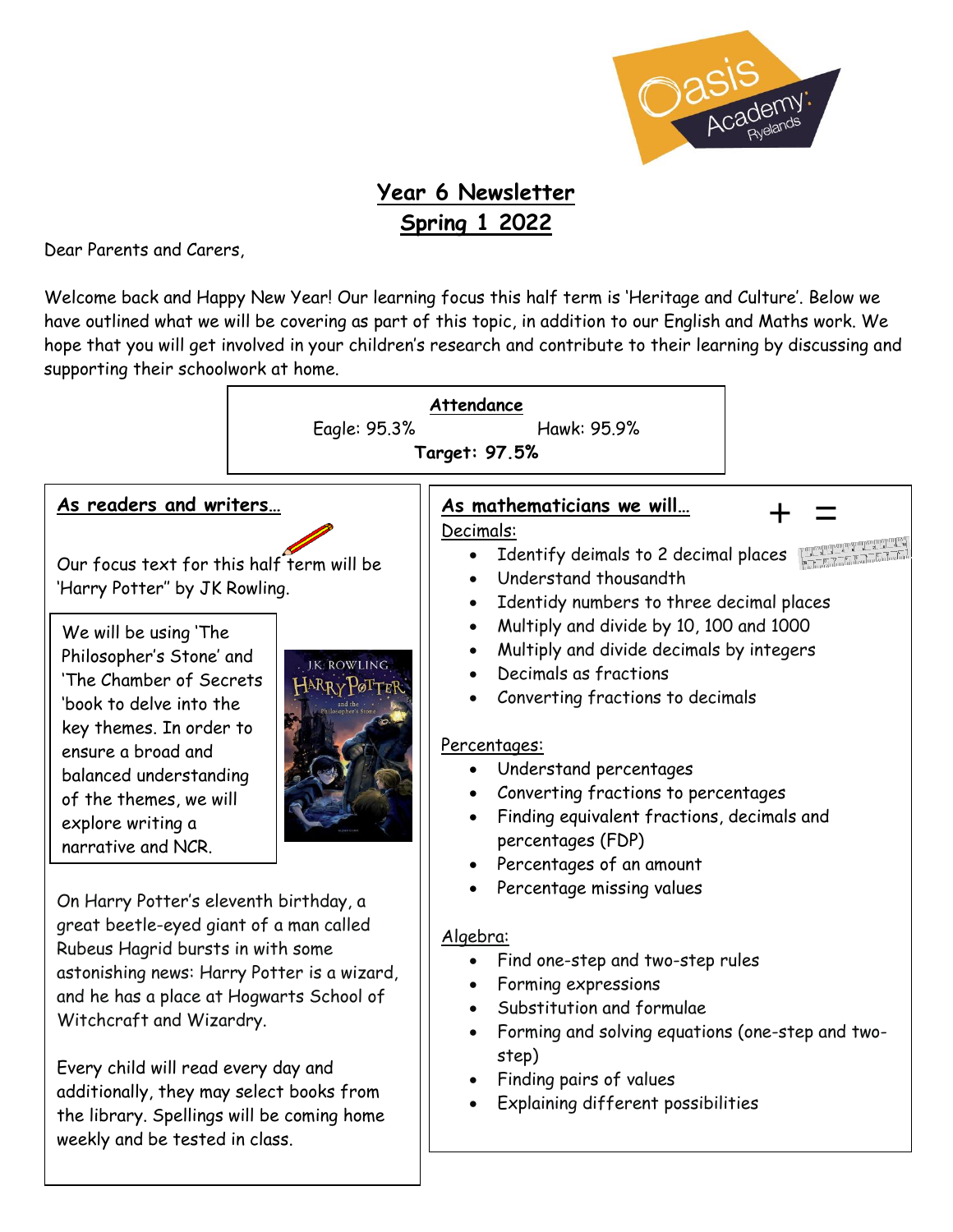# Year 6 Newsletter
## Spring 1 2022

Dear Parents and Carers,

Welcome back and Happy New Year! Our learning focus this half term is 'Heritage and Culture'. Below we have outlined what we will be covering as part of this topic, in addition to our English and Maths work. We hope that you will get involved in your children's research and contribute to their learning by discussing and supporting their schoolwork at home.

**Attendance**

Eagle: 95.3% Hawk: 95.9%

**Target: 97.5%**

### As readers and writers…

Our focus text for this half term will be 'Harry Potter'' by JK Rowling.

We will be using 'The Philosopher's Stone' and 'The Chamber of Secrets 'book to delve into the key themes. In order to ensure a broad and balanced understanding of the themes, we will explore writing a narrative and NCR.

On Harry Potter's eleventh birthday, a great beetle-eyed giant of a man called Rubeus Hagrid bursts in with some astonishing news: Harry Potter is a wizard, and he has a place at Hogwarts School of Witchcraft and Wizardry.

Every child will read every day and additionally, they may select books from the library. Spellings will be coming home weekly and be tested in class.

### As mathematicians we will…

Decimals:

- Identify deimals to 2 decimal places
- Understand thousandth
- Identidy numbers to three decimal places
- Multiply and divide by 10, 100 and 1000
- Multiply and divide decimals by integers
- Decimals as fractions
- Converting fractions to decimals

Percentages:

- Understand percentages
- Converting fractions to percentages
- Finding equivalent fractions, decimals and percentages (FDP)
- Percentages of an amount
- Percentage missing values

Algebra:

- Find one-step and two-step rules
- Forming expressions
- Substitution and formulae
- Forming and solving equations (one-step and two-step)
- Finding pairs of values
- Explaining different possibilities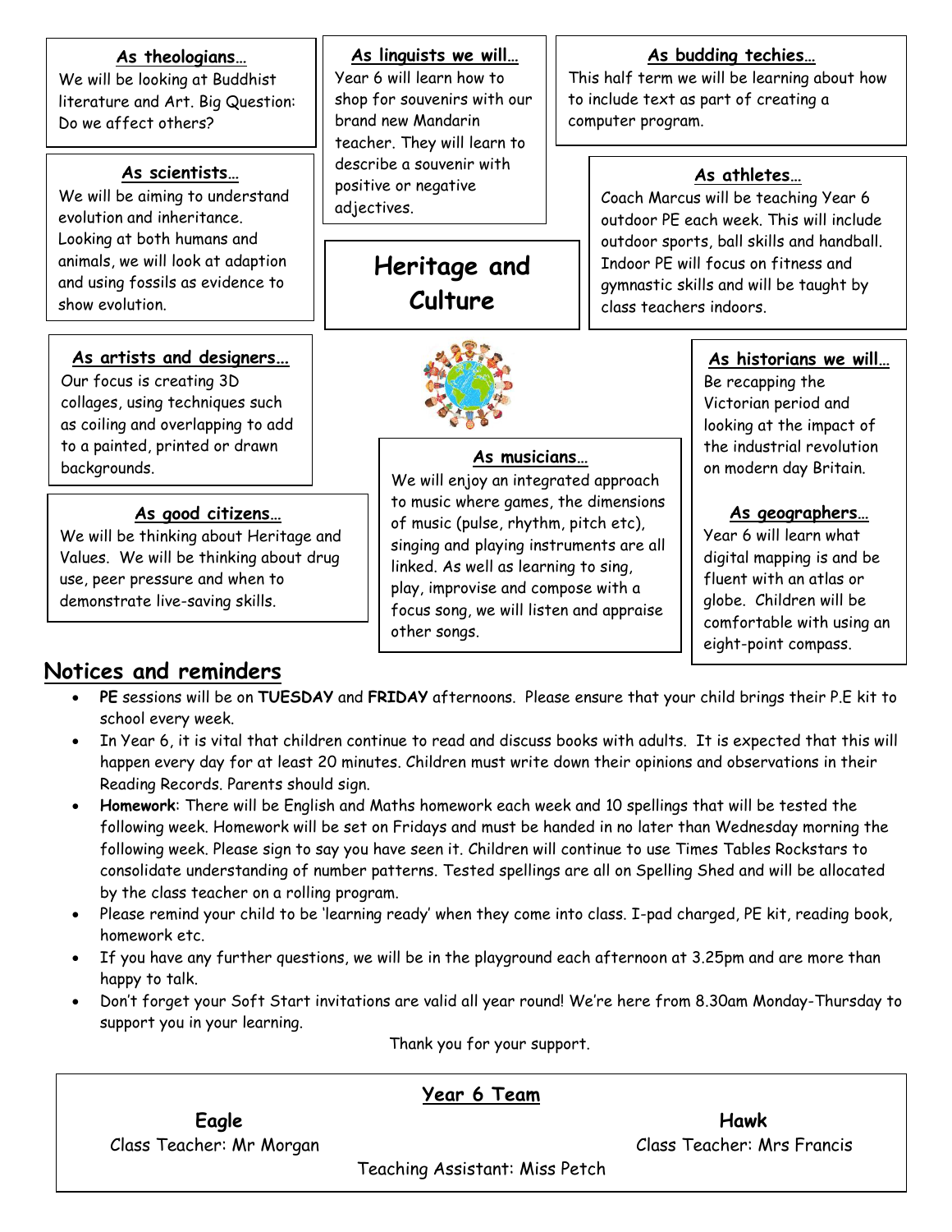### As theologians…

We will be looking at Buddhist literature and Art. Big Question: Do we affect others?

### As linguists we will…

Year 6 will learn how to shop for souvenirs with our brand new Mandarin teacher. They will learn to describe a souvenir with positive or negative adjectives.

### As budding techies…

This half term we will be learning about how to include text as part of creating a computer program.

### As scientists…

We will be aiming to understand evolution and inheritance. Looking at both humans and animals, we will look at adaption and using fossils as evidence to show evolution.

## Heritage and Culture

### As athletes…

Coach Marcus will be teaching Year 6 outdoor PE each week. This will include outdoor sports, ball skills and handball. Indoor PE will focus on fitness and gymnastic skills and will be taught by class teachers indoors.

### As artists and designers…

Our focus is creating 3D collages, using techniques such as coiling and overlapping to add to a painted, printed or drawn backgrounds.

### As historians we will…

Be recapping the Victorian period and looking at the impact of the industrial revolution on modern day Britain.

### As musicians…

We will enjoy an integrated approach to music where games, the dimensions of music (pulse, rhythm, pitch etc), singing and playing instruments are all linked. As well as learning to sing, play, improvise and compose with a focus song, we will listen and appraise other songs.

### As good citizens…

We will be thinking about Heritage and Values. We will be thinking about drug use, peer pressure and when to demonstrate live-saving skills.

### As geographers…

Year 6 will learn what digital mapping is and be fluent with an atlas or globe. Children will be comfortable with using an eight-point compass.

## Notices and reminders

- **PE** sessions will be on **TUESDAY** and **FRIDAY** afternoons. Please ensure that your child brings their P.E kit to school every week.
- In Year 6, it is vital that children continue to read and discuss books with adults. It is expected that this will happen every day for at least 20 minutes. Children must write down their opinions and observations in their Reading Records. Parents should sign.
- **Homework**: There will be English and Maths homework each week and 10 spellings that will be tested the following week. Homework will be set on Fridays and must be handed in no later than Wednesday morning the following week. Please sign to say you have seen it. Children will continue to use Times Tables Rockstars to consolidate understanding of number patterns. Tested spellings are all on Spelling Shed and will be allocated by the class teacher on a rolling program.
- Please remind your child to be 'learning ready' when they come into class. I-pad charged, PE kit, reading book, homework etc.
- If you have any further questions, we will be in the playground each afternoon at 3.25pm and are more than happy to talk.
- Don't forget your Soft Start invitations are valid all year round! We're here from 8.30am Monday-Thursday to support you in your learning.

Thank you for your support.

### Year 6 Team

**Eagle**
Class Teacher: Mr Morgan

**Hawk**
Class Teacher: Mrs Francis

Teaching Assistant: Miss Petch